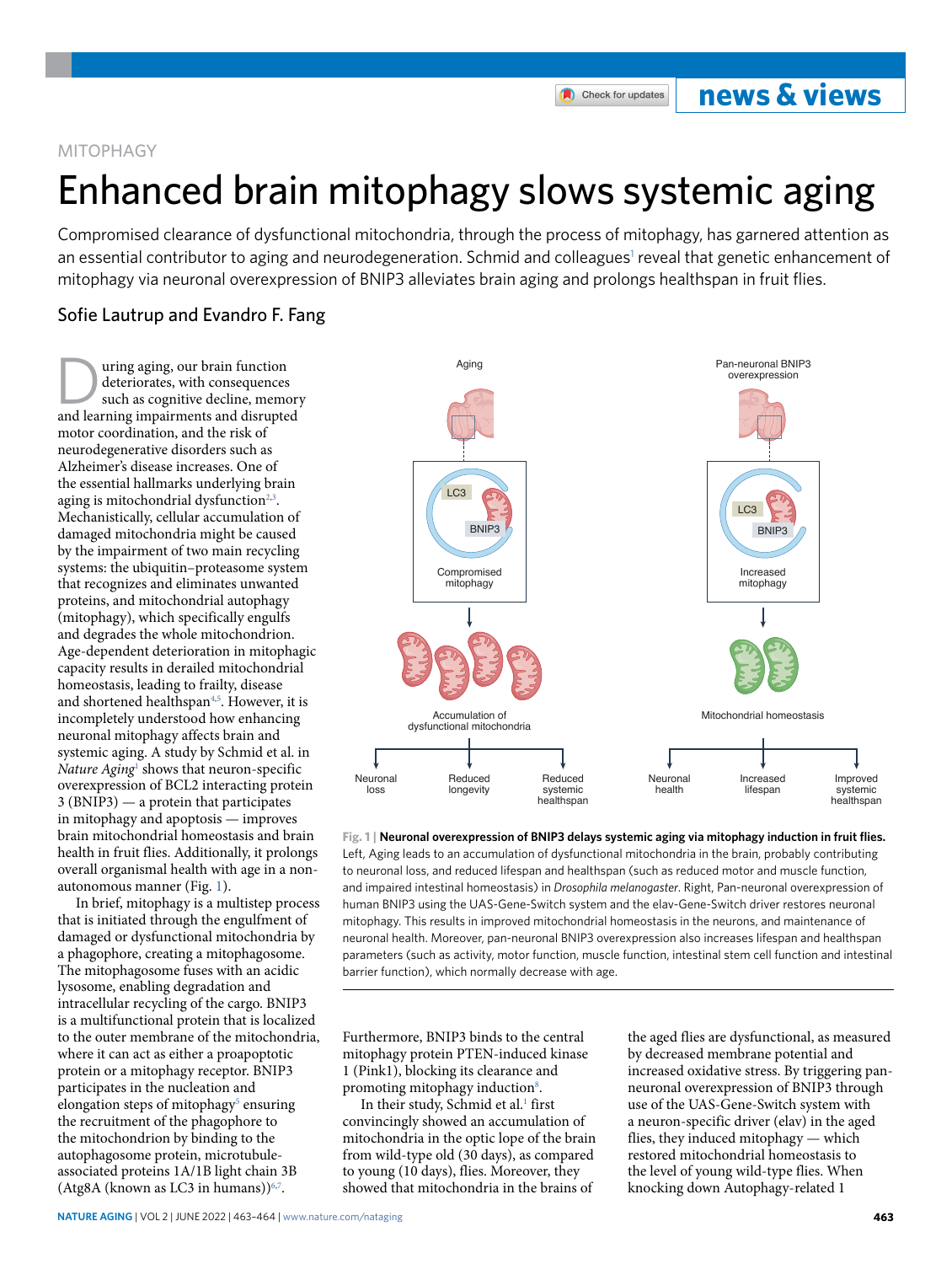MITOPHAGY

# Enhanced brain mitophagy slows systemic aging

Compromised clearance of dysfunctional mitochondria, through the process of mitophagy, has garnered attention as an essential contributor to aging and neurodegeneration. Schmid and colleagues[1] reveal that genetic enhancement of mitophagy via neuronal overexpression of BNIP3 alleviates brain aging and prolongs healthspan in fruit flies.

## Sofie Lautrup and Evandro F. Fang

During aging, our brain function deteriorates, with consequences such as cognitive decline, memory and learning impairments and disrupted motor coordination, and the risk of neurodegenerative disorders such as Alzheimer's disease increases. One of the essential hallmarks underlying brain aging is mitochondrial dysfunction[2,3]. Mechanistically, cellular accumulation of damaged mitochondria might be caused by the impairment of two main recycling systems: the ubiquitin–proteasome system that recognizes and eliminates unwanted proteins, and mitochondrial autophagy (mitophagy), which specifically engulfs and degrades the whole mitochondrion. Age-dependent deterioration in mitophagic capacity results in derailed mitochondrial homeostasis, leading to frailty, disease and shortened healthspan[4,5]. However, it is incompletely understood how enhancing neuronal mitophagy affects brain and systemic aging. A study by Schmid et al. in *Nature Aging*[1] shows that neuron-specific overexpression of BCL2 interacting protein 3 (BNIP3) — a protein that participates in mitophagy and apoptosis — improves brain mitochondrial homeostasis and brain health in fruit flies. Additionally, it prolongs overall organismal health with age in a non-autonomous manner (Fig. 1).

In brief, mitophagy is a multistep process that is initiated through the engulfment of damaged or dysfunctional mitochondria by a phagophore, creating a mitophagosome. The mitophagosome fuses with an acidic lysosome, enabling degradation and intracellular recycling of the cargo. BNIP3 is a multifunctional protein that is localized to the outer membrane of the mitochondria, where it can act as either a proapoptotic protein or a mitophagy receptor. BNIP3 participates in the nucleation and elongation steps of mitophagy[5] ensuring the recruitment of the phagophore to the mitochondrion by binding to the autophagosome protein, microtubule-associated proteins 1A/1B light chain 3B (Atg8A (known as LC3 in humans))[6,7]. Furthermore, BNIP3 binds to the central mitophagy protein PTEN-induced kinase 1 (Pink1), blocking its clearance and promoting mitophagy induction[8].

In their study, Schmid et al.[1] first convincingly showed an accumulation of mitochondria in the optic lope of the brain from wild-type old (30 days), as compared to young (10 days), flies. Moreover, they showed that mitochondria in the brains of the aged flies are dysfunctional, as measured by decreased membrane potential and increased oxidative stress. By triggering pan-neuronal overexpression of BNIP3 through use of the UAS-Gene-Switch system with a neuron-specific driver (elav) in the aged flies, they induced mitophagy — which restored mitochondrial homeostasis to the level of young wild-type flies. When knocking down Autophagy-related 1

**Fig. 1 | Neuronal overexpression of BNIP3 delays systemic aging via mitophagy induction in fruit flies.** Left, Aging leads to an accumulation of dysfunctional mitochondria in the brain, probably contributing to neuronal loss, and reduced lifespan and healthspan (such as reduced motor and muscle function, and impaired intestinal homeostasis) in *Drosophila melanogaster*. Right, Pan-neuronal overexpression of human BNIP3 using the UAS-Gene-Switch system and the elav-Gene-Switch driver restores neuronal mitophagy. This results in improved mitochondrial homeostasis in the neurons, and maintenance of neuronal health. Moreover, pan-neuronal BNIP3 overexpression also increases lifespan and healthspan parameters (such as activity, motor function, muscle function, intestinal stem cell function and intestinal barrier function), which normally decrease with age.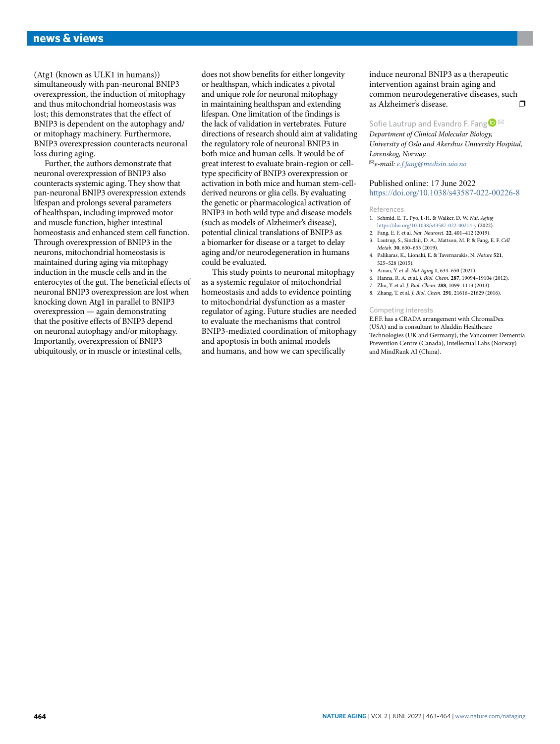(Atg1 (known as ULK1 in humans)) simultaneously with pan-neuronal BNIP3 overexpression, the induction of mitophagy and thus mitochondrial homeostasis was lost; this demonstrates that the effect of BNIP3 is dependent on the autophagy and/or mitophagy machinery. Furthermore, BNIP3 overexpression counteracts neuronal loss during aging.

Further, the authors demonstrate that neuronal overexpression of BNIP3 also counteracts systemic aging. They show that pan-neuronal BNIP3 overexpression extends lifespan and prolongs several parameters of healthspan, including improved motor and muscle function, higher intestinal homeostasis and enhanced stem cell function. Through overexpression of BNIP3 in the neurons, mitochondrial homeostasis is maintained during aging via mitophagy induction in the muscle cells and in the enterocytes of the gut. The beneficial effects of neuronal BNIP3 overexpression are lost when knocking down Atg1 in parallel to BNIP3 overexpression — again demonstrating that the positive effects of BNIP3 depend on neuronal autophagy and/or mitophagy. Importantly, overexpression of BNIP3 ubiquitously, or in muscle or intestinal cells, does not show benefits for either longevity or healthspan, which indicates a pivotal and unique role for neuronal mitophagy in maintaining healthspan and extending lifespan. One limitation of the findings is the lack of validation in vertebrates. Future directions of research should aim at validating the regulatory role of neuronal BNIP3 in both mice and human cells. It would be of great interest to evaluate brain-region or cell-type specificity of BNIP3 overexpression or activation in both mice and human stem-cell-derived neurons or glia cells. By evaluating the genetic or pharmacological activation of BNIP3 in both wild type and disease models (such as models of Alzheimer's disease), potential clinical translations of BNIP3 as a biomarker for disease or a target to delay aging and/or neurodegeneration in humans could be evaluated.

This study points to neuronal mitophagy as a systemic regulator of mitochondrial homeostasis and adds to evidence pointing to mitochondrial dysfunction as a master regulator of aging. Future studies are needed to evaluate the mechanisms that control BNIP3-mediated coordination of mitophagy and apoptosis in both animal models and humans, and how we can specifically induce neuronal BNIP3 as a therapeutic intervention against brain aging and common neurodegenerative diseases, such as Alzheimer's disease. ❐

**Sofie Lautrup and Evandro F. Fang** ✉

*Department of Clinical Molecular Biology, University of Oslo and Akershus University Hospital, Lørenskog, Norway.*

✉*e-mail: e.f.fang@medisin.uio.no*

Published online: 17 June 2022

https://doi.org/10.1038/s43587-022-00226-8

### References

1. Schmid, E. T., Pyo, J.-H. & Walker, D. W. *Nat. Aging* https://doi.org/10.1038/s43587-022-00214-y (2022).
2. Fang, E. F. et al. *Nat. Neurosci.* **22**, 401–412 (2019).
3. Lautrup, S., Sinclair, D. A., Mattson, M. P. & Fang, E. F. *Cell Metab.* **30**, 630–655 (2019).
4. Palikaras, K., Lionaki, E. & Tavernarakis, N. *Nature* **521**, 525–528 (2015).
5. Aman, Y. et al. *Nat Aging* **1**, 634–650 (2021).
6. Hanna, R. A. et al. *J. Biol. Chem.* **287**, 19094–19104 (2012).
7. Zhu, Y. et al. *J. Biol. Chem.* **288**, 1099–1113 (2013).
8. Zhang, T. et al. *J. Biol. Chem.* **291**, 21616–21629 (2016).

### Competing interests

E.F.F. has a CRADA arrangement with ChromaDex (USA) and is consultant to Aladdin Healthcare Technologies (UK and Germany), the Vancouver Dementia Prevention Centre (Canada), Intellectual Labs (Norway) and MindRank AI (China).